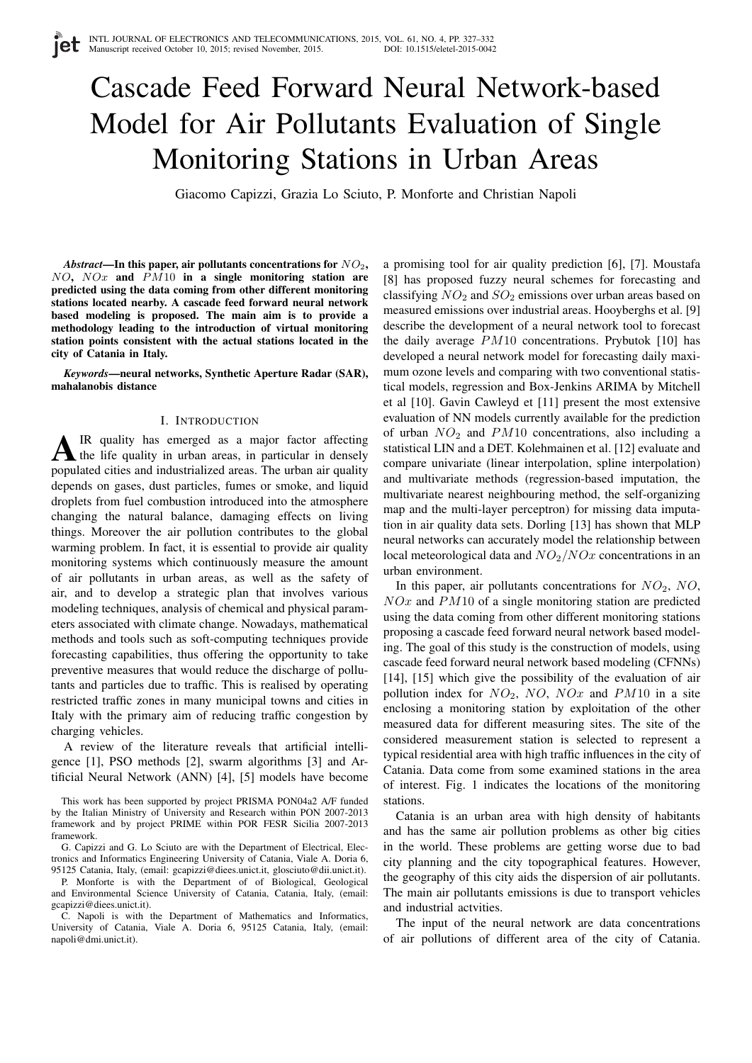# Cascade Feed Forward Neural Network-based Model for Air Pollutants Evaluation of Single Monitoring Stations in Urban Areas

Giacomo Capizzi, Grazia Lo Sciuto, P. Monforte and Christian Napoli

***Abstract*—In this paper, air pollutants concentrations for $NO_2$, $NO$, $NOx$ and $PM10$ in a single monitoring station are predicted using the data coming from other different monitoring stations located nearby. A cascade feed forward neural network based modeling is proposed. The main aim is to provide a methodology leading to the introduction of virtual monitoring station points consistent with the actual stations located in the city of Catania in Italy.**

***Keywords*—neural networks, Synthetic Aperture Radar (SAR), mahalanobis distance**

## I. Introduction

Air quality has emerged as a major factor affecting the life quality in urban areas, in particular in densely populated cities and industrialized areas. The urban air quality depends on gases, dust particles, fumes or smoke, and liquid droplets from fuel combustion introduced into the atmosphere changing the natural balance, damaging effects on living things. Moreover the air pollution contributes to the global warming problem. In fact, it is essential to provide air quality monitoring systems which continuously measure the amount of air pollutants in urban areas, as well as the safety of air, and to develop a strategic plan that involves various modeling techniques, analysis of chemical and physical parameters associated with climate change. Nowadays, mathematical methods and tools such as soft-computing techniques provide forecasting capabilities, thus offering the opportunity to take preventive measures that would reduce the discharge of pollutants and particles due to traffic. This is realised by operating restricted traffic zones in many municipal towns and cities in Italy with the primary aim of reducing traffic congestion by charging vehicles.

A review of the literature reveals that artificial intelligence [1], PSO methods [2], swarm algorithms [3] and Artificial Neural Network (ANN) [4], [5] models have become a promising tool for air quality prediction [6], [7]. Moustafa [8] has proposed fuzzy neural schemes for forecasting and classifying $NO_2$ and $SO_2$ emissions over urban areas based on measured emissions over industrial areas. Hooyberghs et al. [9] describe the development of a neural network tool to forecast the daily average $PM10$ concentrations. Prybutok [10] has developed a neural network model for forecasting daily maximum ozone levels and comparing with two conventional statistical models, regression and Box-Jenkins ARIMA by Mitchell et al [10]. Gavin Cawleyd et [11] present the most extensive evaluation of NN models currently available for the prediction of urban $NO_2$ and $PM10$ concentrations, also including a statistical LIN and a DET. Kolehmainen et al. [12] evaluate and compare univariate (linear interpolation, spline interpolation) and multivariate methods (regression-based imputation, the multivariate nearest neighbouring method, the self-organizing map and the multi-layer perceptron) for missing data imputation in air quality data sets. Dorling [13] has shown that MLP neural networks can accurately model the relationship between local meteorological data and $NO_2/NOx$ concentrations in an urban environment.

In this paper, air pollutants concentrations for $NO_2$, $NO$, $NOx$ and $PM10$ of a single monitoring station are predicted using the data coming from other different monitoring stations proposing a cascade feed forward neural network based modeling. The goal of this study is the construction of models, using cascade feed forward neural network based modeling (CFNNs) [14], [15] which give the possibility of the evaluation of air pollution index for $NO_2$, $NO$, $NOx$ and $PM10$ in a site enclosing a monitoring station by exploitation of the other measured data for different measuring sites. The site of the considered measurement station is selected to represent a typical residential area with high traffic influences in the city of Catania. Data come from some examined stations in the area of interest. Fig. 1 indicates the locations of the monitoring stations.

Catania is an urban area with high density of habitants and has the same air pollution problems as other big cities in the world. These problems are getting worse due to bad city planning and the city topographical features. However, the geography of this city aids the dispersion of air pollutants. The main air pollutants emissions is due to transport vehicles and industrial actvities.

The input of the neural network are data concentrations of air pollutions of different area of the city of Catania.

This work has been supported by project PRISMA PON04a2 A/F funded by the Italian Ministry of University and Research within PON 2007-2013 framework and by project PRIME within POR FESR Sicilia 2007-2013 framework.

G. Capizzi and G. Lo Sciuto are with the Department of Electrical, Electronics and Informatics Engineering University of Catania, Viale A. Doria 6, 95125 Catania, Italy, (email: gcapizzi@diees.unict.it, glosciuto@dii.unict.it).

P. Monforte is with the Department of of Biological, Geological and Environmental Science University of Catania, Catania, Italy, (email: gcapizzi@diees.unict.it).

C. Napoli is with the Department of Mathematics and Informatics, University of Catania, Viale A. Doria 6, 95125 Catania, Italy, (email: napoli@dmi.unict.it).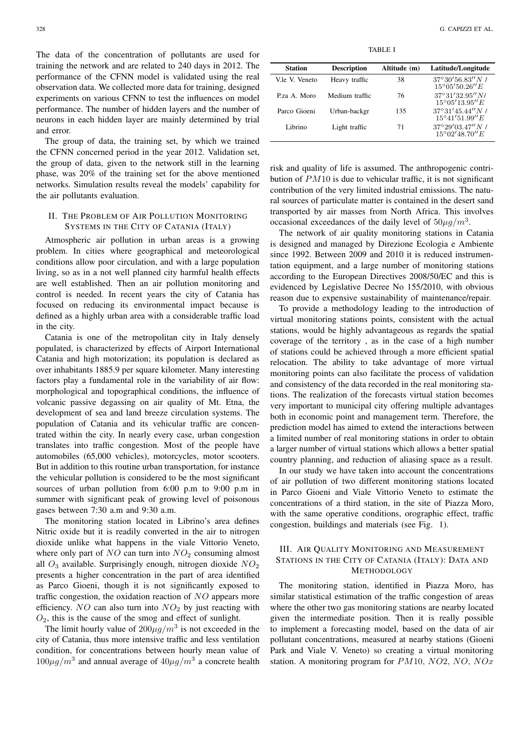The data of the concentration of pollutants are used for training the network and are related to 240 days in 2012. The performance of the CFNN model is validated using the real observation data. We collected more data for training, designed experiments on various CFNN to test the influences on model performance. The number of hidden layers and the number of neurons in each hidden layer are mainly determined by trial and error.

The group of data, the training set, by which we trained the CFNN concerned period in the year 2012. Validation set, the group of data, given to the network still in the learning phase, was 20% of the training set for the above mentioned networks. Simulation results reveal the models' capability for the air pollutants evaluation.

## II. The Problem of Air Pollution Monitoring Systems in the City of Catania (Italy)

Atmospheric air pollution in urban areas is a growing problem. In cities where geographical and meteorological conditions allow poor circulation, and with a large population living, so as in a not well planned city harmful health effects are well established. Then an air pollution monitoring and control is needed. In recent years the city of Catania has focused on reducing its environmental impact because is defined as a highly urban area with a considerable traffic load in the city.

Catania is one of the metropolitan city in Italy densely populated, is characterized by effects of Airport International Catania and high motorization; its population is declared as over inhabitants 1885.9 per square kilometer. Many interesting factors play a fundamental role in the variability of air flow: morphological and topographical conditions, the influence of volcanic passive degassing on air quality of Mt. Etna, the development of sea and land breeze circulation systems. The population of Catania and its vehicular traffic are concentrated within the city. In nearly every case, urban congestion translates into traffic congestion. Most of the people have automobiles (65,000 vehicles), motorcycles, motor scooters. But in addition to this routine urban transportation, for instance the vehicular pollution is considered to be the most significant sources of urban pollution from 6:00 p.m to 9:00 p.m in summer with significant peak of growing level of poisonous gases between 7:30 a.m and 9:30 a.m.

The monitoring station located in Librino's area defines Nitric oxide but it is readily converted in the air to nitrogen dioxide unlike what happens in the viale Vittorio Veneto, where only part of $NO$ can turn into $NO_2$ consuming almost all $O_3$ available. Surprisingly enough, nitrogen dioxide $NO_2$ presents a higher concentration in the part of area identified as Parco Gioeni, though it is not significantly exposed to traffic congestion, the oxidation reaction of $NO$ appears more efficiency. $NO$ can also turn into $NO_2$ by just reacting with $O_2$, this is the cause of the smog and effect of sunlight.

The limit hourly value of $200\mu g/m^3$ is not exceeded in the city of Catania, thus more intensive traffic and less ventilation condition, for concentrations between hourly mean value of $100\mu g/m^3$ and annual average of $40\mu g/m^3$ a concrete health risk and quality of life is assumed. The anthropogenic contribution of $PM10$ is due to vehicular traffic, it is not significant contribution of the very limited industrial emissions. The natural sources of particulate matter is contained in the desert sand transported by air masses from North Africa. This involves occasional exceedances of the daily level of $50\mu g/m^3$.

TABLE I

| Station | Description | Altitude (m) | Latitude/Longitude |
|---|---|---|---|
| V.le V. Veneto | Heavy traffic | 38 | $37°30'56.83''N$ / $15°05'50.26''E$ |
| P.za A. Moro | Medium traffic | 76 | $37°31'32.95''N$/ $15°05'13.95''E$ |
| Parco Gioeni | Urban-backgr | 135 | $37°31'45.44''N$ / $15°41'51.99''E$ |
| Librino | Light traffic | 71 | $37°29'03.47''N$ / $15°02'48.70''E$ |

The network of air quality monitoring stations in Catania is designed and managed by Direzione Ecologia e Ambiente since 1992. Between 2009 and 2010 it is reduced instrumentation equipment, and a large number of monitoring stations according to the European Directives 2008/50/EC and this is evidenced by Legislative Decree No 155/2010, with obvious reason due to expensive sustainability of maintenance/repair.

To provide a methodology leading to the introduction of virtual monitoring stations points, consistent with the actual stations, would be highly advantageous as regards the spatial coverage of the territory , as in the case of a high number of stations could be achieved through a more efficient spatial relocation. The ability to take advantage of more virtual monitoring points can also facilitate the process of validation and consistency of the data recorded in the real monitoring stations. The realization of the forecasts virtual station becomes very important to municipal city offering multiple advantages both in economic point and management term. Therefore, the prediction model has aimed to extend the interactions between a limited number of real monitoring stations in order to obtain a larger number of virtual stations which allows a better spatial country planning, and reduction of aliasing space as a result.

In our study we have taken into account the concentrations of air pollution of two different monitoring stations located in Parco Gioeni and Viale Vittorio Veneto to estimate the concentrations of a third station, in the site of Piazza Moro, with the same operative conditions, orographic effect, traffic congestion, buildings and materials (see Fig. 1).

## III. Air Quality Monitoring and Measurement Stations in the City of Catania (Italy): Data and Methodology

The monitoring station, identified in Piazza Moro, has similar statistical estimation of the traffic congestion of areas where the other two gas monitoring stations are nearby located given the intermediate position. Then it is really possible to implement a forecasting model, based on the data of air pollutant concentrations, measured at nearby stations (Gioeni Park and Viale V. Veneto) so creating a virtual monitoring station. A monitoring program for $PM10$, $NO2$, $NO$, $NOx$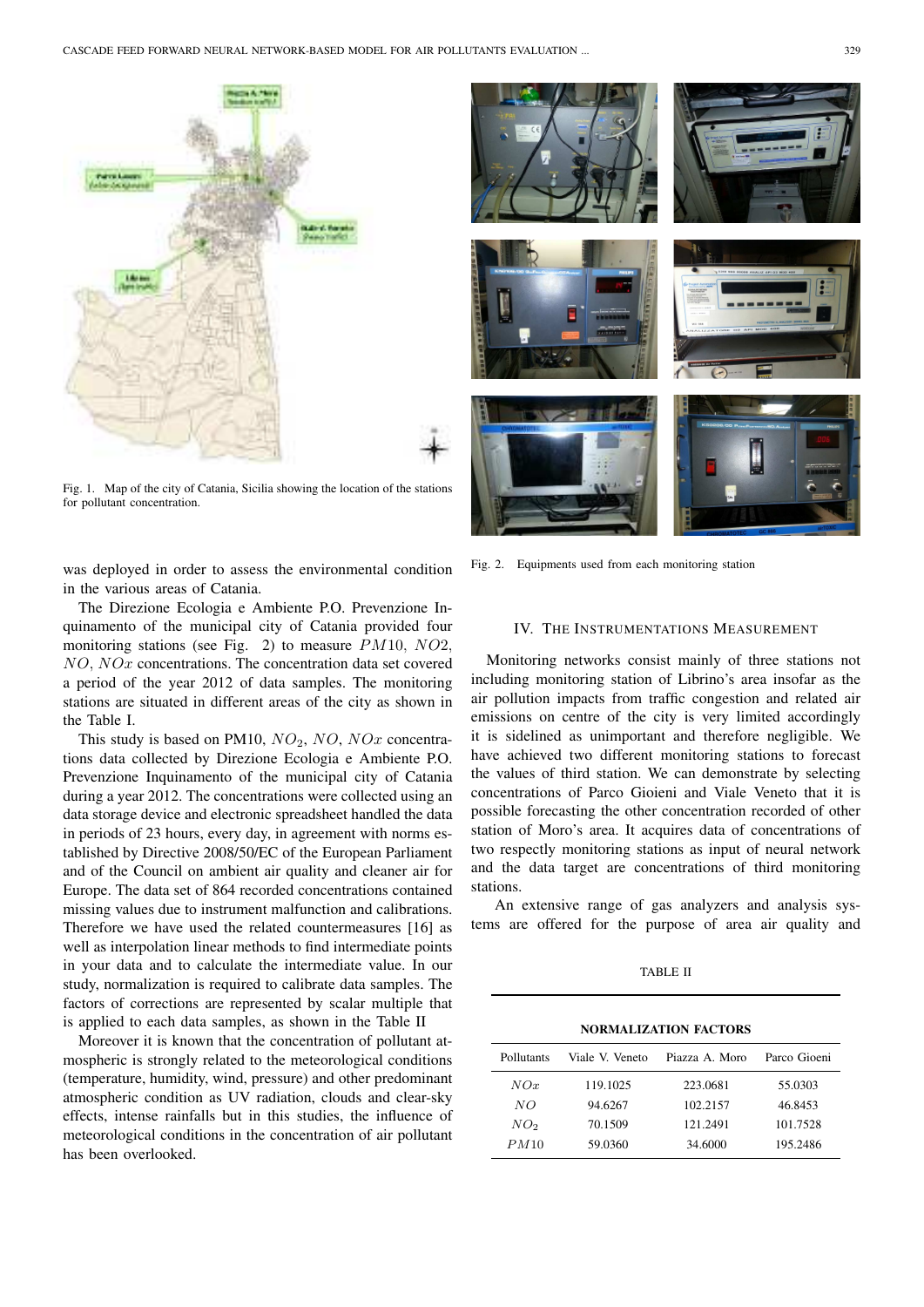Fig. 1. Map of the city of Catania, Sicilia showing the location of the stations for pollutant concentration.

was deployed in order to assess the environmental condition in the various areas of Catania.

The Direzione Ecologia e Ambiente P.O. Prevenzione Inquinamento of the municipal city of Catania provided four monitoring stations (see Fig. 2) to measure $PM10$, $NO2$, $NO$, $NOx$ concentrations. The concentration data set covered a period of the year 2012 of data samples. The monitoring stations are situated in different areas of the city as shown in the Table I.

This study is based on PM10, $NO_2$, $NO$, $NOx$ concentrations data collected by Direzione Ecologia e Ambiente P.O. Prevenzione Inquinamento of the municipal city of Catania during a year 2012. The concentrations were collected using an data storage device and electronic spreadsheet handled the data in periods of 23 hours, every day, in agreement with norms established by Directive 2008/50/EC of the European Parliament and of the Council on ambient air quality and cleaner air for Europe. The data set of 864 recorded concentrations contained missing values due to instrument malfunction and calibrations. Therefore we have used the related countermeasures [16] as well as interpolation linear methods to find intermediate points in your data and to calculate the intermediate value. In our study, normalization is required to calibrate data samples. The factors of corrections are represented by scalar multiple that is applied to each data samples, as shown in the Table II

Moreover it is known that the concentration of pollutant atmospheric is strongly related to the meteorological conditions (temperature, humidity, wind, pressure) and other predominant atmospheric condition as UV radiation, clouds and clear-sky effects, intense rainfalls but in this studies, the influence of meteorological conditions in the concentration of air pollutant has been overlooked.

Fig. 2. Equipments used from each monitoring station

## IV. The Instrumentations Measurement

Monitoring networks consist mainly of three stations not including monitoring station of Librino's area insofar as the air pollution impacts from traffic congestion and related air emissions on centre of the city is very limited accordingly it is sidelined as unimportant and therefore negligible. We have achieved two different monitoring stations to forecast the values of third station. We can demonstrate by selecting concentrations of Parco Gioieni and Viale Veneto that it is possible forecasting the other concentration recorded of other station of Moro's area. It acquires data of concentrations of two respectly monitoring stations as input of neural network and the data target are concentrations of third monitoring stations.

An extensive range of gas analyzers and analysis systems are offered for the purpose of area air quality and

TABLE II

**NORMALIZATION FACTORS**

| Pollutants | Viale V. Veneto | Piazza A. Moro | Parco Gioeni |
|---|---|---|---|
| $NOx$ | 119.1025 | 223.0681 | 55.0303 |
| $NO$ | 94.6267 | 102.2157 | 46.8453 |
| $NO_2$ | 70.1509 | 121.2491 | 101.7528 |
| $PM10$ | 59.0360 | 34.6000 | 195.2486 |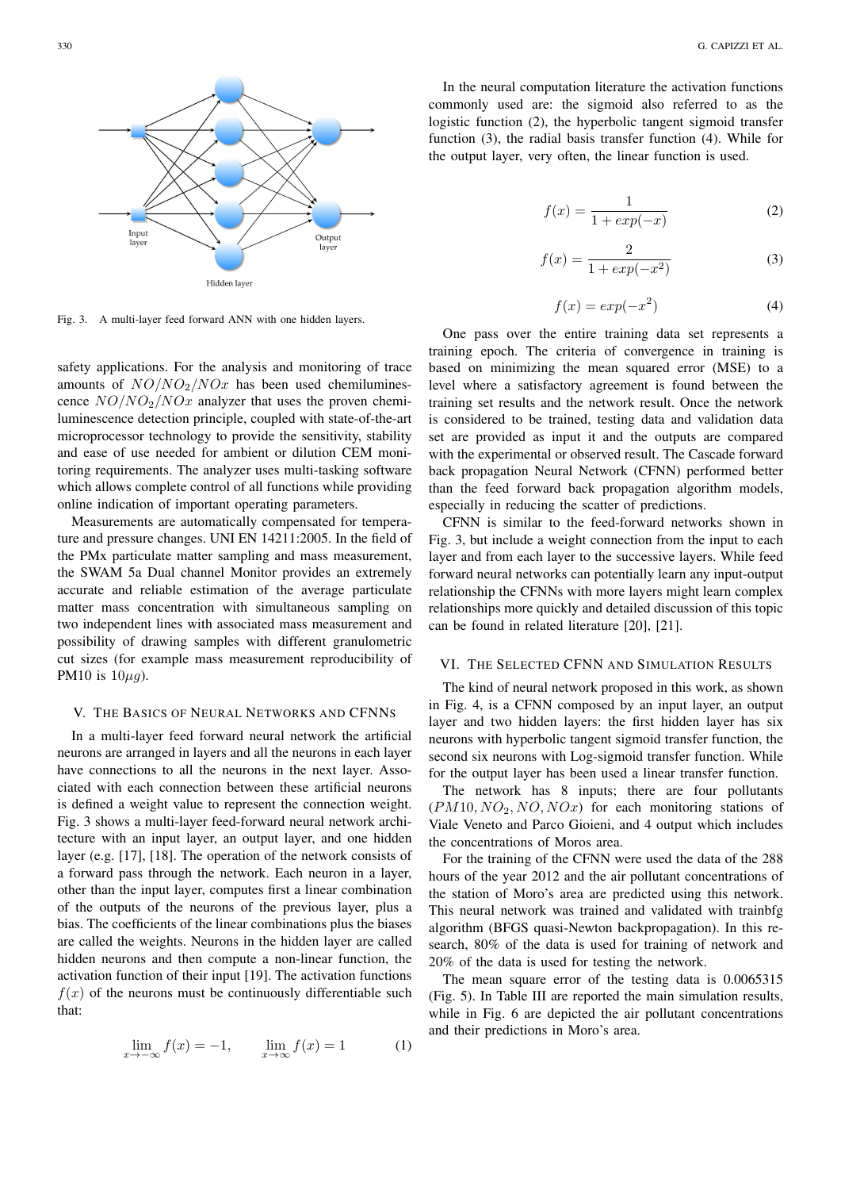Fig. 3. A multi-layer feed forward ANN with one hidden layers.

safety applications. For the analysis and monitoring of trace amounts of $NO/NO_2/NOx$ has been used chemiluminescence $NO/NO_2/NOx$ analyzer that uses the proven chemiluminescence detection principle, coupled with state-of-the-art microprocessor technology to provide the sensitivity, stability and ease of use needed for ambient or dilution CEM monitoring requirements. The analyzer uses multi-tasking software which allows complete control of all functions while providing online indication of important operating parameters.

Measurements are automatically compensated for temperature and pressure changes. UNI EN 14211:2005. In the field of the PMx particulate matter sampling and mass measurement, the SWAM 5a Dual channel Monitor provides an extremely accurate and reliable estimation of the average particulate matter mass concentration with simultaneous sampling on two independent lines with associated mass measurement and possibility of drawing samples with different granulometric cut sizes (for example mass measurement reproducibility of PM10 is $10\mu g$).

## V. The Basics of Neural Networks and CFNNs

In a multi-layer feed forward neural network the artificial neurons are arranged in layers and all the neurons in each layer have connections to all the neurons in the next layer. Associated with each connection between these artificial neurons is defined a weight value to represent the connection weight. Fig. 3 shows a multi-layer feed-forward neural network architecture with an input layer, an output layer, and one hidden layer (e.g. [17], [18]. The operation of the network consists of a forward pass through the network. Each neuron in a layer, other than the input layer, computes first a linear combination of the outputs of the neurons of the previous layer, plus a bias. The coefficients of the linear combinations plus the biases are called the weights. Neurons in the hidden layer are called hidden neurons and then compute a non-linear function, the activation function of their input [19]. The activation functions $f(x)$ of the neurons must be continuously differentiable such that:

$$\lim_{x \to -\infty} f(x) = -1, \qquad \lim_{x \to \infty} f(x) = 1 \tag{1}$$

In the neural computation literature the activation functions commonly used are: the sigmoid also referred to as the logistic function (2), the hyperbolic tangent sigmoid transfer function (3), the radial basis transfer function (4). While for the output layer, very often, the linear function is used.

$$f(x) = \frac{1}{1 + exp(-x)} \tag{2}$$

$$f(x) = \frac{2}{1 + exp(-x^2)} \tag{3}$$

$$f(x) = exp(-x^2) \tag{4}$$

One pass over the entire training data set represents a training epoch. The criteria of convergence in training is based on minimizing the mean squared error (MSE) to a level where a satisfactory agreement is found between the training set results and the network result. Once the network is considered to be trained, testing data and validation data set are provided as input it and the outputs are compared with the experimental or observed result. The Cascade forward back propagation Neural Network (CFNN) performed better than the feed forward back propagation algorithm models, especially in reducing the scatter of predictions.

CFNN is similar to the feed-forward networks shown in Fig. 3, but include a weight connection from the input to each layer and from each layer to the successive layers. While feed forward neural networks can potentially learn any input-output relationship the CFNNs with more layers might learn complex relationships more quickly and detailed discussion of this topic can be found in related literature [20], [21].

## VI. The Selected CFNN and Simulation Results

The kind of neural network proposed in this work, as shown in Fig. 4, is a CFNN composed by an input layer, an output layer and two hidden layers: the first hidden layer has six neurons with hyperbolic tangent sigmoid transfer function, the second six neurons with Log-sigmoid transfer function. While for the output layer has been used a linear transfer function.

The network has 8 inputs; there are four pollutants $(PM10, NO_2, NO, NOx)$ for each monitoring stations of Viale Veneto and Parco Gioieni, and 4 output which includes the concentrations of Moros area.

For the training of the CFNN were used the data of the 288 hours of the year 2012 and the air pollutant concentrations of the station of Moro's area are predicted using this network. This neural network was trained and validated with trainbfg algorithm (BFGS quasi-Newton backpropagation). In this research, 80% of the data is used for training of network and 20% of the data is used for testing the network.

The mean square error of the testing data is 0.0065315 (Fig. 5). In Table III are reported the main simulation results, while in Fig. 6 are depicted the air pollutant concentrations and their predictions in Moro's area.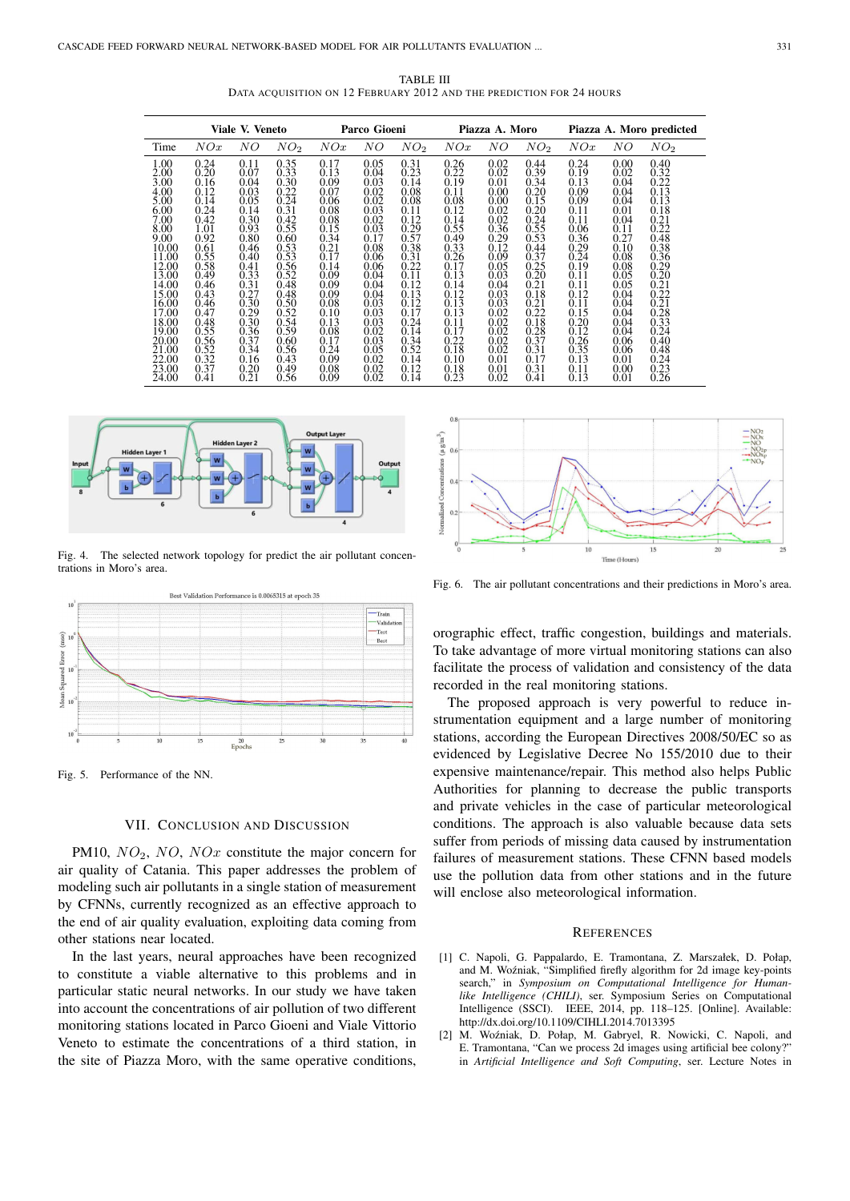TABLE III
DATA ACQUISITION ON 12 FEBRUARY 2012 AND THE PREDICTION FOR 24 HOURS

| | Viale V. Veneto | | | Parco Gioeni | | | Piazza A. Moro | | | Piazza A. Moro predicted | | |
|---|---|---|---|---|---|---|---|---|---|---|---|---|
| Time | $NOx$ | $NO$ | $NO_2$ | $NOx$ | $NO$ | $NO_2$ | $NOx$ | $NO$ | $NO_2$ | $NOx$ | $NO$ | $NO_2$ |
| 1.00 | 0.24 | 0.11 | 0.35 | 0.17 | 0.05 | 0.31 | 0.26 | 0.02 | 0.44 | 0.24 | 0.00 | 0.40 |
| 2.00 | 0.20 | 0.07 | 0.33 | 0.13 | 0.04 | 0.23 | 0.22 | 0.02 | 0.39 | 0.19 | 0.02 | 0.32 |
| 3.00 | 0.16 | 0.04 | 0.30 | 0.09 | 0.03 | 0.14 | 0.19 | 0.01 | 0.34 | 0.13 | 0.04 | 0.22 |
| 4.00 | 0.12 | 0.03 | 0.22 | 0.07 | 0.02 | 0.08 | 0.11 | 0.00 | 0.20 | 0.09 | 0.04 | 0.13 |
| 5.00 | 0.14 | 0.05 | 0.24 | 0.06 | 0.02 | 0.08 | 0.08 | 0.00 | 0.15 | 0.09 | 0.04 | 0.13 |
| 6.00 | 0.24 | 0.14 | 0.31 | 0.08 | 0.03 | 0.11 | 0.12 | 0.02 | 0.20 | 0.11 | 0.01 | 0.18 |
| 7.00 | 0.42 | 0.30 | 0.42 | 0.08 | 0.02 | 0.12 | 0.14 | 0.02 | 0.24 | 0.11 | 0.04 | 0.21 |
| 8.00 | 1.01 | 0.93 | 0.55 | 0.15 | 0.03 | 0.29 | 0.55 | 0.36 | 0.55 | 0.06 | 0.11 | 0.22 |
| 9.00 | 0.92 | 0.80 | 0.60 | 0.34 | 0.17 | 0.57 | 0.49 | 0.29 | 0.53 | 0.36 | 0.27 | 0.48 |
| 10.00 | 0.61 | 0.46 | 0.53 | 0.21 | 0.08 | 0.38 | 0.33 | 0.12 | 0.44 | 0.29 | 0.10 | 0.38 |
| 11.00 | 0.55 | 0.40 | 0.53 | 0.17 | 0.06 | 0.31 | 0.26 | 0.09 | 0.37 | 0.24 | 0.08 | 0.36 |
| 12.00 | 0.58 | 0.41 | 0.56 | 0.14 | 0.06 | 0.22 | 0.17 | 0.05 | 0.25 | 0.19 | 0.08 | 0.29 |
| 13.00 | 0.49 | 0.33 | 0.52 | 0.09 | 0.04 | 0.11 | 0.13 | 0.03 | 0.20 | 0.11 | 0.05 | 0.20 |
| 14.00 | 0.46 | 0.31 | 0.48 | 0.09 | 0.04 | 0.12 | 0.14 | 0.04 | 0.21 | 0.11 | 0.05 | 0.21 |
| 15.00 | 0.43 | 0.27 | 0.48 | 0.09 | 0.04 | 0.13 | 0.12 | 0.03 | 0.18 | 0.12 | 0.04 | 0.22 |
| 16.00 | 0.46 | 0.30 | 0.50 | 0.08 | 0.03 | 0.12 | 0.13 | 0.03 | 0.21 | 0.11 | 0.04 | 0.21 |
| 17.00 | 0.47 | 0.29 | 0.52 | 0.10 | 0.03 | 0.17 | 0.13 | 0.02 | 0.22 | 0.15 | 0.04 | 0.28 |
| 18.00 | 0.48 | 0.30 | 0.54 | 0.13 | 0.03 | 0.24 | 0.11 | 0.02 | 0.18 | 0.20 | 0.04 | 0.33 |
| 19.00 | 0.55 | 0.36 | 0.59 | 0.08 | 0.02 | 0.14 | 0.17 | 0.02 | 0.28 | 0.12 | 0.04 | 0.24 |
| 20.00 | 0.56 | 0.37 | 0.60 | 0.17 | 0.03 | 0.34 | 0.22 | 0.02 | 0.37 | 0.26 | 0.06 | 0.40 |
| 21.00 | 0.52 | 0.34 | 0.56 | 0.24 | 0.05 | 0.52 | 0.18 | 0.02 | 0.31 | 0.35 | 0.06 | 0.48 |
| 22.00 | 0.32 | 0.16 | 0.43 | 0.09 | 0.02 | 0.14 | 0.10 | 0.01 | 0.17 | 0.13 | 0.01 | 0.24 |
| 23.00 | 0.37 | 0.20 | 0.49 | 0.08 | 0.02 | 0.12 | 0.18 | 0.01 | 0.31 | 0.11 | 0.00 | 0.23 |
| 24.00 | 0.41 | 0.21 | 0.56 | 0.09 | 0.02 | 0.14 | 0.23 | 0.02 | 0.41 | 0.13 | 0.01 | 0.26 |

Fig. 4. The selected network topology for predict the air pollutant concentrations in Moro's area.

Fig. 5. Performance of the NN.

Fig. 6. The air pollutant concentrations and their predictions in Moro's area.

## VII. CONCLUSION AND DISCUSSION

PM10, $NO_2$, $NO$, $NOx$ constitute the major concern for air quality of Catania. This paper addresses the problem of modeling such air pollutants in a single station of measurement by CFNNs, currently recognized as an effective approach to the end of air quality evaluation, exploiting data coming from other stations near located.

In the last years, neural approaches have been recognized to constitute a viable alternative to this problems and in particular static neural networks. In our study we have taken into account the concentrations of air pollution of two different monitoring stations located in Parco Gioeni and Viale Vittorio Veneto to estimate the concentrations of a third station, in the site of Piazza Moro, with the same operative conditions, orographic effect, traffic congestion, buildings and materials. To take advantage of more virtual monitoring stations can also facilitate the process of validation and consistency of the data recorded in the real monitoring stations.

The proposed approach is very powerful to reduce instrumentation equipment and a large number of monitoring stations, according the European Directives 2008/50/EC so as evidenced by Legislative Decree No 155/2010 due to their expensive maintenance/repair. This method also helps Public Authorities for planning to decrease the public transports and private vehicles in the case of particular meteorological conditions. The approach is also valuable because data sets suffer from periods of missing data caused by instrumentation failures of measurement stations. These CFNN based models use the pollution data from other stations and in the future will enclose also meteorological information.

## REFERENCES

[1] C. Napoli, G. Pappalardo, E. Tramontana, Z. Marszałek, D. Połap, and M. Woźniak, "Simplified firefly algorithm for 2d image key-points search," in *Symposium on Computational Intelligence for Human-like Intelligence (CHILI)*, ser. Symposium Series on Computational Intelligence (SSCI). IEEE, 2014, pp. 118–125. [Online]. Available: http://dx.doi.org/10.1109/CIHLI.2014.7013395

[2] M. Woźniak, D. Połap, M. Gabryel, R. Nowicki, C. Napoli, and E. Tramontana, "Can we process 2d images using artificial bee colony?" in *Artificial Intelligence and Soft Computing*, ser. Lecture Notes in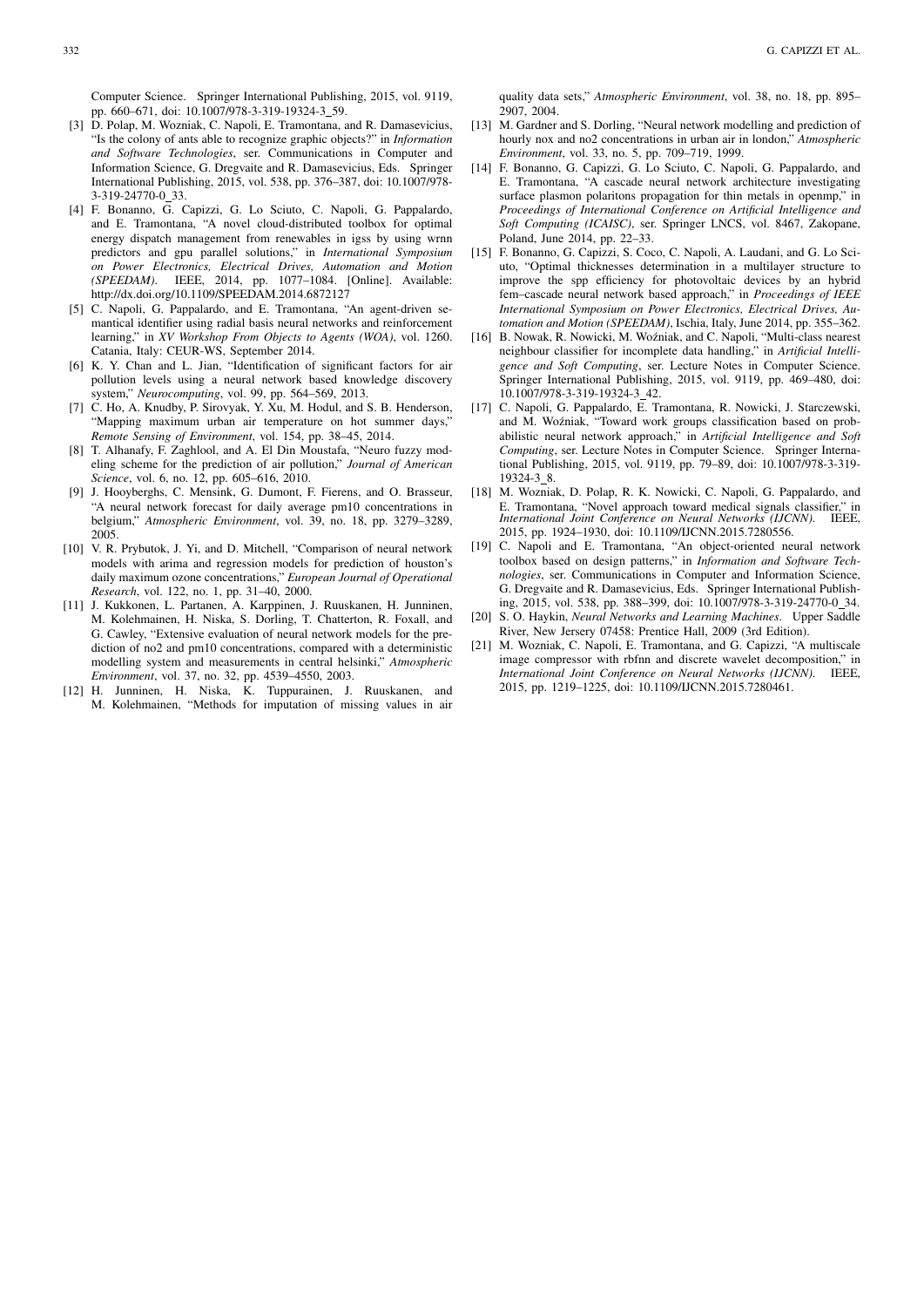Computer Science. Springer International Publishing, 2015, vol. 9119, pp. 660–671, doi: 10.1007/978-3-319-19324-3_59.

[3] D. Polap, M. Wozniak, C. Napoli, E. Tramontana, and R. Damasevicius, "Is the colony of ants able to recognize graphic objects?" in *Information and Software Technologies*, ser. Communications in Computer and Information Science, G. Dregvaite and R. Damasevicius, Eds. Springer International Publishing, 2015, vol. 538, pp. 376–387, doi: 10.1007/978-3-319-24770-0_33.

[4] F. Bonanno, G. Capizzi, G. Lo Sciuto, C. Napoli, G. Pappalardo, and E. Tramontana, "A novel cloud-distributed toolbox for optimal energy dispatch management from renewables in igss by using wrnn predictors and gpu parallel solutions," in *International Symposium on Power Electronics, Electrical Drives, Automation and Motion (SPEEDAM)*. IEEE, 2014, pp. 1077–1084. [Online]. Available: http://dx.doi.org/10.1109/SPEEDAM.2014.6872127

[5] C. Napoli, G. Pappalardo, and E. Tramontana, "An agent-driven semantical identifier using radial basis neural networks and reinforcement learning," in *XV Workshop From Objects to Agents (WOA)*, vol. 1260. Catania, Italy: CEUR-WS, September 2014.

[6] K. Y. Chan and L. Jian, "Identification of significant factors for air pollution levels using a neural network based knowledge discovery system," *Neurocomputing*, vol. 99, pp. 564–569, 2013.

[7] C. Ho, A. Knudby, P. Sirovyak, Y. Xu, M. Hodul, and S. B. Henderson, "Mapping maximum urban air temperature on hot summer days," *Remote Sensing of Environment*, vol. 154, pp. 38–45, 2014.

[8] T. Alhanafy, F. Zaghlool, and A. El Din Moustafa, "Neuro fuzzy modeling scheme for the prediction of air pollution," *Journal of American Science*, vol. 6, no. 12, pp. 605–616, 2010.

[9] J. Hooyberghs, C. Mensink, G. Dumont, F. Fierens, and O. Brasseur, "A neural network forecast for daily average pm10 concentrations in belgium," *Atmospheric Environment*, vol. 39, no. 18, pp. 3279–3289, 2005.

[10] V. R. Prybutok, J. Yi, and D. Mitchell, "Comparison of neural network models with arima and regression models for prediction of houston's daily maximum ozone concentrations," *European Journal of Operational Research*, vol. 122, no. 1, pp. 31–40, 2000.

[11] J. Kukkonen, L. Partanen, A. Karppinen, J. Ruuskanen, H. Junninen, M. Kolehmainen, H. Niska, S. Dorling, T. Chatterton, R. Foxall, and G. Cawley, "Extensive evaluation of neural network models for the prediction of no2 and pm10 concentrations, compared with a deterministic modelling system and measurements in central helsinki," *Atmospheric Environment*, vol. 37, no. 32, pp. 4539–4550, 2003.

[12] H. Junninen, H. Niska, K. Tuppurainen, J. Ruuskanen, and M. Kolehmainen, "Methods for imputation of missing values in air quality data sets," *Atmospheric Environment*, vol. 38, no. 18, pp. 895–2907, 2004.

[13] M. Gardner and S. Dorling, "Neural network modelling and prediction of hourly nox and no2 concentrations in urban air in london," *Atmospheric Environment*, vol. 33, no. 5, pp. 709–719, 1999.

[14] F. Bonanno, G. Capizzi, G. Lo Sciuto, C. Napoli, G. Pappalardo, and E. Tramontana, "A cascade neural network architecture investigating surface plasmon polaritons propagation for thin metals in openmp," in *Proceedings of International Conference on Artificial Intelligence and Soft Computing (ICAISC)*, ser. Springer LNCS, vol. 8467, Zakopane, Poland, June 2014, pp. 22–33.

[15] F. Bonanno, G. Capizzi, S. Coco, C. Napoli, A. Laudani, and G. Lo Sciuto, "Optimal thicknesses determination in a multilayer structure to improve the spp efficiency for photovoltaic devices by an hybrid fem–cascade neural network based approach," in *Proceedings of IEEE International Symposium on Power Electronics, Electrical Drives, Automation and Motion (SPEEDAM)*, Ischia, Italy, June 2014, pp. 355–362.

[16] B. Nowak, R. Nowicki, M. Woźniak, and C. Napoli, "Multi-class nearest neighbour classifier for incomplete data handling," in *Artificial Intelligence and Soft Computing*, ser. Lecture Notes in Computer Science. Springer International Publishing, 2015, vol. 9119, pp. 469–480, doi: 10.1007/978-3-319-19324-3_42.

[17] C. Napoli, G. Pappalardo, E. Tramontana, R. Nowicki, J. Starczewski, and M. Woźniak, "Toward work groups classification based on probabilistic neural network approach," in *Artificial Intelligence and Soft Computing*, ser. Lecture Notes in Computer Science. Springer International Publishing, 2015, vol. 9119, pp. 79–89, doi: 10.1007/978-3-319-19324-3_8.

[18] M. Wozniak, D. Polap, R. K. Nowicki, C. Napoli, G. Pappalardo, and E. Tramontana, "Novel approach toward medical signals classifier," in *International Joint Conference on Neural Networks (IJCNN)*. IEEE, 2015, pp. 1924–1930, doi: 10.1109/IJCNN.2015.7280556.

[19] C. Napoli and E. Tramontana, "An object-oriented neural network toolbox based on design patterns," in *Information and Software Technologies*, ser. Communications in Computer and Information Science, G. Dregvaite and R. Damasevicius, Eds. Springer International Publishing, 2015, vol. 538, pp. 388–399, doi: 10.1007/978-3-319-24770-0_34.

[20] S. O. Haykin, *Neural Networks and Learning Machines*. Upper Saddle River, New Jersery 07458: Prentice Hall, 2009 (3rd Edition).

[21] M. Wozniak, C. Napoli, E. Tramontana, and G. Capizzi, "A multiscale image compressor with rbfnn and discrete wavelet decomposition," in *International Joint Conference on Neural Networks (IJCNN)*. IEEE, 2015, pp. 1219–1225, doi: 10.1109/IJCNN.2015.7280461.